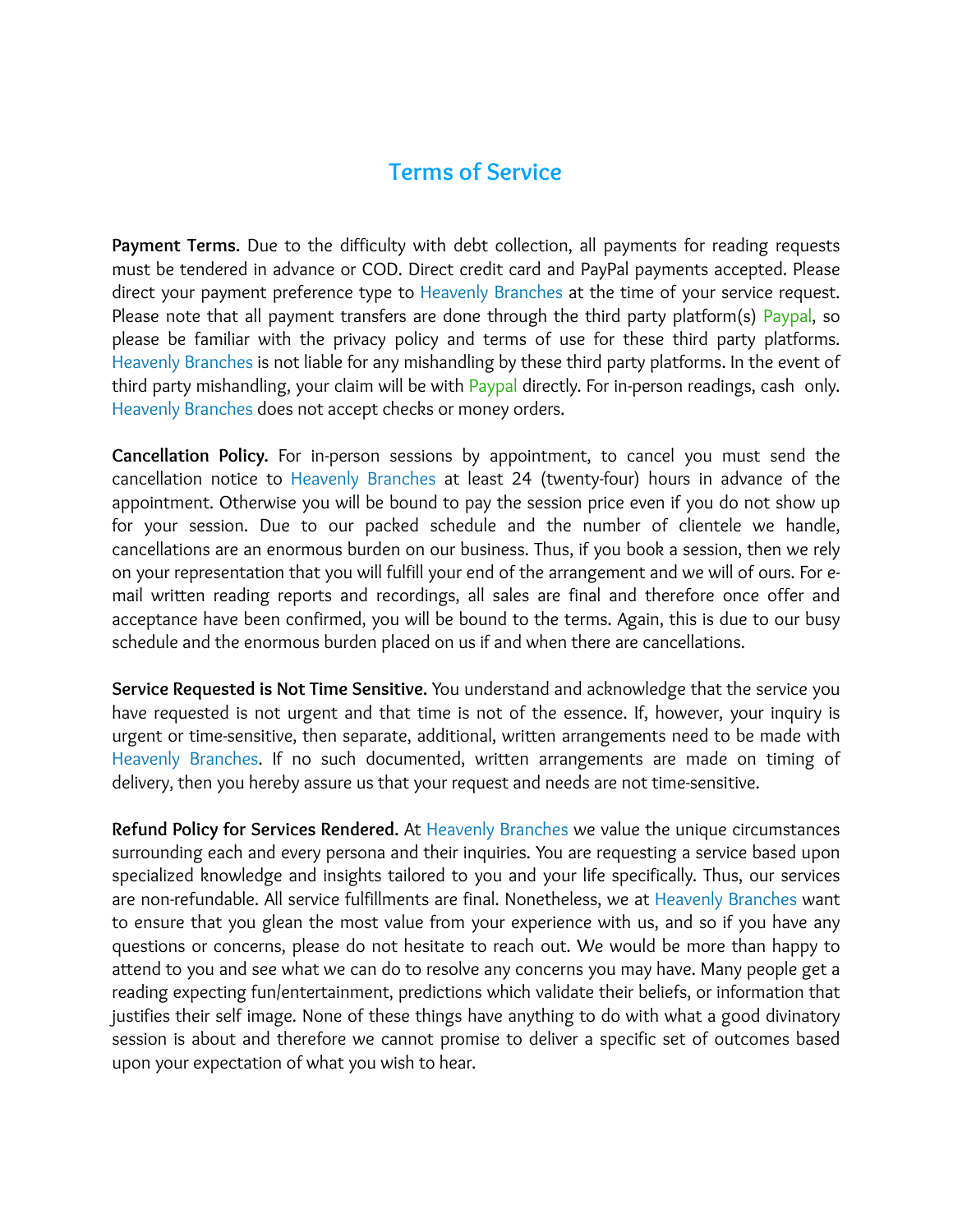# Terms of Service

**Payment Terms.** Due to the difficulty with debt collection, all payments for reading requests must be tendered in advance or COD. Direct credit card and PayPal payments accepted. Please direct your payment preference type to Heavenly Branches at the time of your service request. Please note that all payment transfers are done through the third party platform(s) Paypal, so please be familiar with the privacy policy and terms of use for these third party platforms. Heavenly Branches is not liable for any mishandling by these third party platforms. In the event of third party mishandling, your claim will be with Paypal directly. For in-person readings, cash only. Heavenly Branches does not accept checks or money orders.

**Cancellation Policy.** For in-person sessions by appointment, to cancel you must send the cancellation notice to Heavenly Branches at least 24 (twenty-four) hours in advance of the appointment. Otherwise you will be bound to pay the session price even if you do not show up for your session. Due to our packed schedule and the number of clientele we handle, cancellations are an enormous burden on our business. Thus, if you book a session, then we rely on your representation that you will fulfill your end of the arrangement and we will of ours. For e-mail written reading reports and recordings, all sales are final and therefore once offer and acceptance have been confirmed, you will be bound to the terms. Again, this is due to our busy schedule and the enormous burden placed on us if and when there are cancellations.

**Service Requested is Not Time Sensitive.** You understand and acknowledge that the service you have requested is not urgent and that time is not of the essence. If, however, your inquiry is urgent or time-sensitive, then separate, additional, written arrangements need to be made with Heavenly Branches. If no such documented, written arrangements are made on timing of delivery, then you hereby assure us that your request and needs are not time-sensitive.

**Refund Policy for Services Rendered.** At Heavenly Branches we value the unique circumstances surrounding each and every persona and their inquiries. You are requesting a service based upon specialized knowledge and insights tailored to you and your life specifically. Thus, our services are non-refundable. All service fulfillments are final. Nonetheless, we at Heavenly Branches want to ensure that you glean the most value from your experience with us, and so if you have any questions or concerns, please do not hesitate to reach out. We would be more than happy to attend to you and see what we can do to resolve any concerns you may have. Many people get a reading expecting fun/entertainment, predictions which validate their beliefs, or information that justifies their self image. None of these things have anything to do with what a good divinatory session is about and therefore we cannot promise to deliver a specific set of outcomes based upon your expectation of what you wish to hear.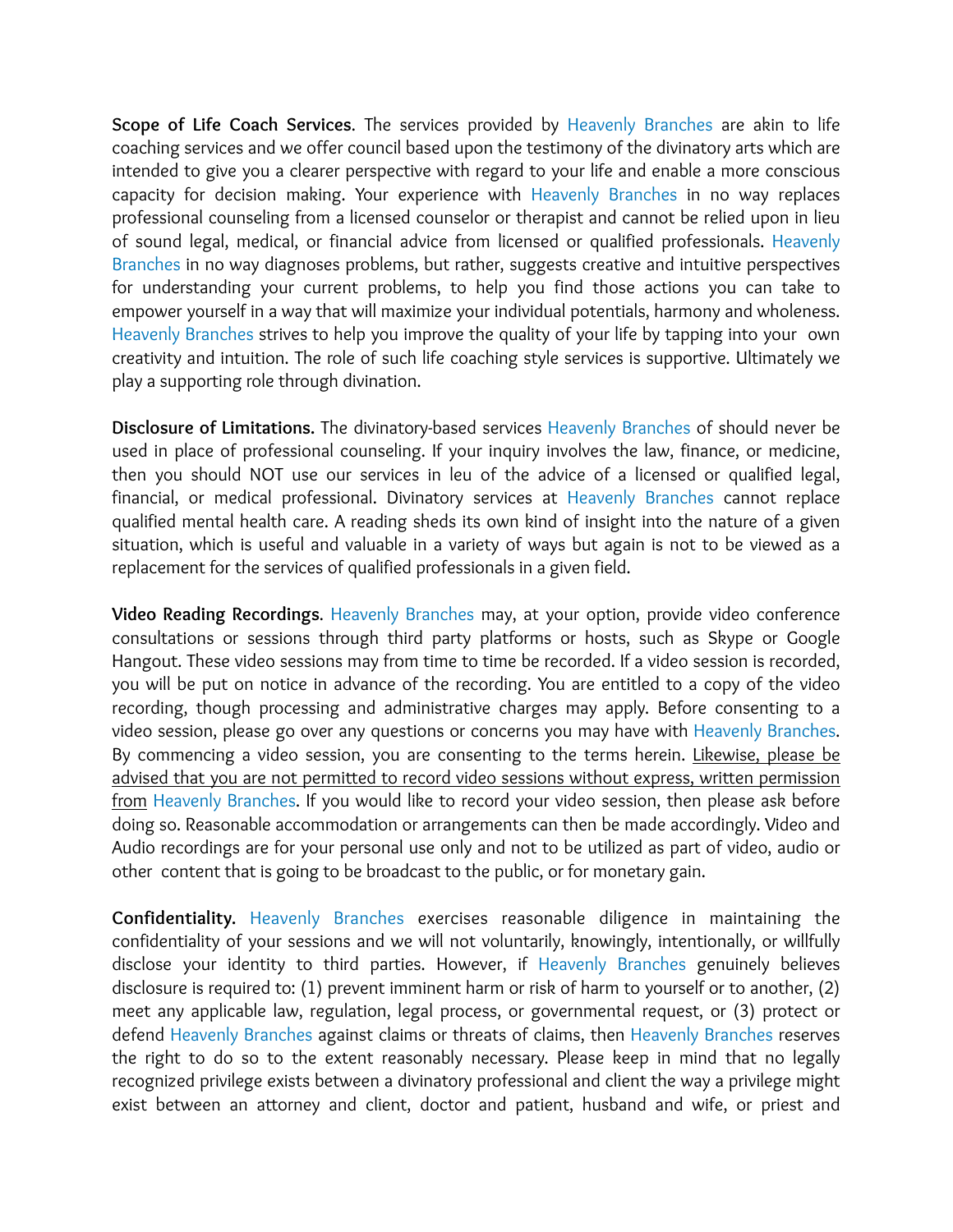**Scope of Life Coach Services**. The services provided by Heavenly Branches are akin to life coaching services and we offer council based upon the testimony of the divinatory arts which are intended to give you a clearer perspective with regard to your life and enable a more conscious capacity for decision making. Your experience with Heavenly Branches in no way replaces professional counseling from a licensed counselor or therapist and cannot be relied upon in lieu of sound legal, medical, or financial advice from licensed or qualified professionals. Heavenly Branches in no way diagnoses problems, but rather, suggests creative and intuitive perspectives for understanding your current problems, to help you find those actions you can take to empower yourself in a way that will maximize your individual potentials, harmony and wholeness. Heavenly Branches strives to help you improve the quality of your life by tapping into your own creativity and intuition. The role of such life coaching style services is supportive. Ultimately we play a supporting role through divination.

**Disclosure of Limitations.** The divinatory-based services Heavenly Branches of should never be used in place of professional counseling. If your inquiry involves the law, finance, or medicine, then you should NOT use our services in leu of the advice of a licensed or qualified legal, financial, or medical professional. Divinatory services at Heavenly Branches cannot replace qualified mental health care. A reading sheds its own kind of insight into the nature of a given situation, which is useful and valuable in a variety of ways but again is not to be viewed as a replacement for the services of qualified professionals in a given field.

**Video Reading Recordings**. Heavenly Branches may, at your option, provide video conference consultations or sessions through third party platforms or hosts, such as Skype or Google Hangout. These video sessions may from time to time be recorded. If a video session is recorded, you will be put on notice in advance of the recording. You are entitled to a copy of the video recording, though processing and administrative charges may apply. Before consenting to a video session, please go over any questions or concerns you may have with Heavenly Branches. By commencing a video session, you are consenting to the terms herein. <u>Likewise, please be advised that you are not permitted to record video sessions without express, written permission from</u> Heavenly Branches. If you would like to record your video session, then please ask before doing so. Reasonable accommodation or arrangements can then be made accordingly. Video and Audio recordings are for your personal use only and not to be utilized as part of video, audio or other content that is going to be broadcast to the public, or for monetary gain.

**Confidentiality.** Heavenly Branches exercises reasonable diligence in maintaining the confidentiality of your sessions and we will not voluntarily, knowingly, intentionally, or willfully disclose your identity to third parties. However, if Heavenly Branches genuinely believes disclosure is required to: (1) prevent imminent harm or risk of harm to yourself or to another, (2) meet any applicable law, regulation, legal process, or governmental request, or (3) protect or defend Heavenly Branches against claims or threats of claims, then Heavenly Branches reserves the right to do so to the extent reasonably necessary. Please keep in mind that no legally recognized privilege exists between a divinatory professional and client the way a privilege might exist between an attorney and client, doctor and patient, husband and wife, or priest and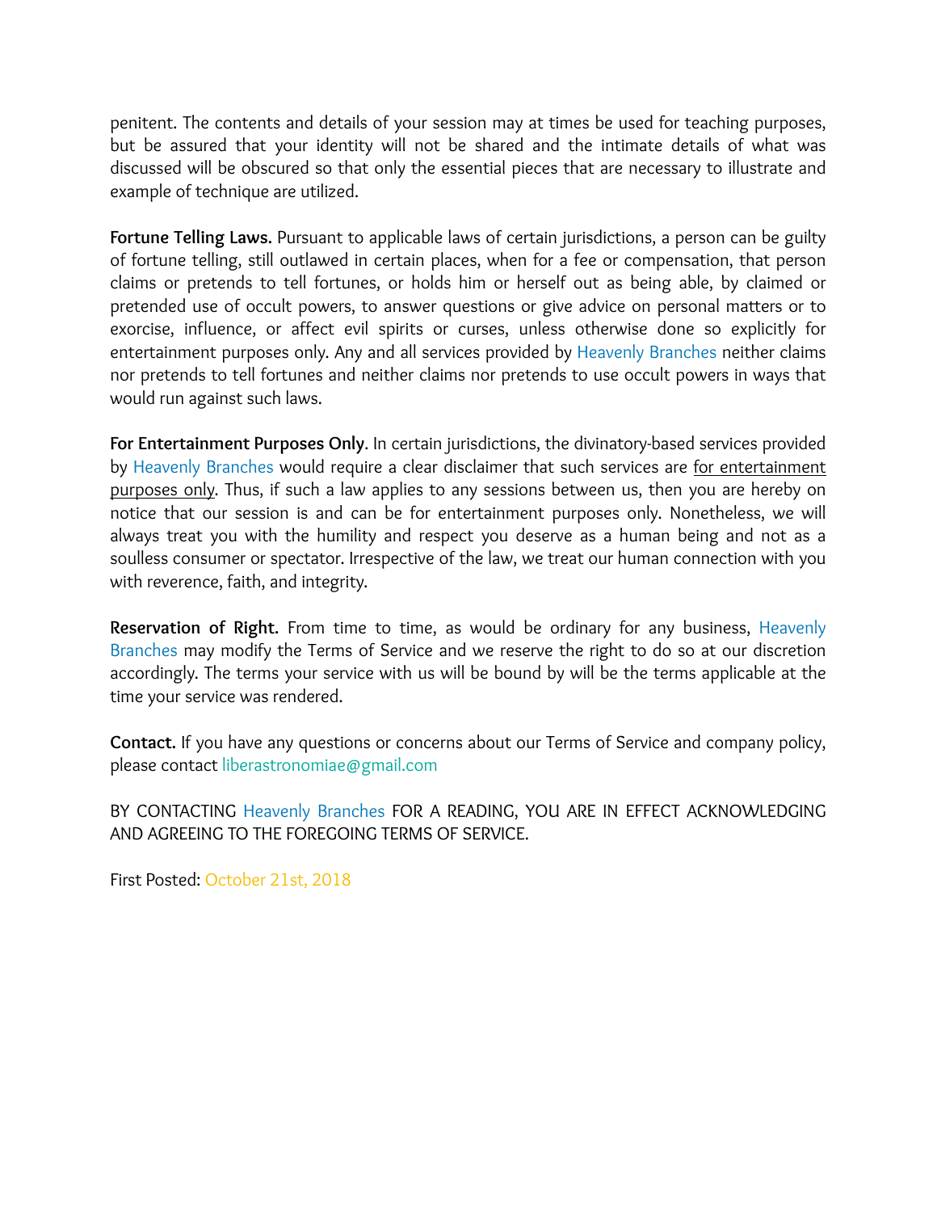penitent. The contents and details of your session may at times be used for teaching purposes, but be assured that your identity will not be shared and the intimate details of what was discussed will be obscured so that only the essential pieces that are necessary to illustrate and example of technique are utilized.

**Fortune Telling Laws.** Pursuant to applicable laws of certain jurisdictions, a person can be guilty of fortune telling, still outlawed in certain places, when for a fee or compensation, that person claims or pretends to tell fortunes, or holds him or herself out as being able, by claimed or pretended use of occult powers, to answer questions or give advice on personal matters or to exorcise, influence, or affect evil spirits or curses, unless otherwise done so explicitly for entertainment purposes only. Any and all services provided by Heavenly Branches neither claims nor pretends to tell fortunes and neither claims nor pretends to use occult powers in ways that would run against such laws.

**For Entertainment Purposes Only**. In certain jurisdictions, the divinatory-based services provided by Heavenly Branches would require a clear disclaimer that such services are for entertainment purposes only. Thus, if such a law applies to any sessions between us, then you are hereby on notice that our session is and can be for entertainment purposes only. Nonetheless, we will always treat you with the humility and respect you deserve as a human being and not as a soulless consumer or spectator. Irrespective of the law, we treat our human connection with you with reverence, faith, and integrity.

**Reservation of Right.** From time to time, as would be ordinary for any business, Heavenly Branches may modify the Terms of Service and we reserve the right to do so at our discretion accordingly. The terms your service with us will be bound by will be the terms applicable at the time your service was rendered.

**Contact.** If you have any questions or concerns about our Terms of Service and company policy, please contact liberastronomiae@gmail.com

BY CONTACTING Heavenly Branches FOR A READING, YOU ARE IN EFFECT ACKNOWLEDGING AND AGREEING TO THE FOREGOING TERMS OF SERVICE.

First Posted: October 21st, 2018